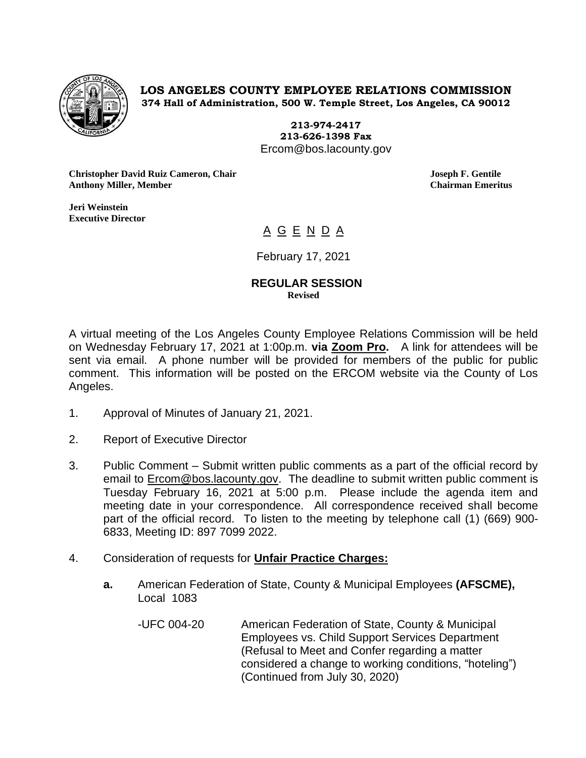**LOS ANGELES COUNTY EMPLOYEE RELATIONS COMMISSION**
**374 Hall of Administration, 500 W. Temple Street, Los Angeles, CA 90012**

**213-974-2417**
**213-626-1398 Fax**
Ercom@bos.lacounty.gov

**Christopher David Ruiz Cameron, Chair**
**Anthony Miller, Member**

**Joseph F. Gentile**
**Chairman Emeritus**

**Jeri Weinstein**
**Executive Director**

# A G E N D A

February 17, 2021

**REGULAR SESSION**
**Revised**

A virtual meeting of the Los Angeles County Employee Relations Commission will be held on Wednesday February 17, 2021 at 1:00p.m. **via Zoom Pro.** A link for attendees will be sent via email. A phone number will be provided for members of the public for public comment. This information will be posted on the ERCOM website via the County of Los Angeles.

1. Approval of Minutes of January 21, 2021.

2. Report of Executive Director

3. Public Comment – Submit written public comments as a part of the official record by email to Ercom@bos.lacounty.gov. The deadline to submit written public comment is Tuesday February 16, 2021 at 5:00 p.m. Please include the agenda item and meeting date in your correspondence. All correspondence received shall become part of the official record. To listen to the meeting by telephone call (1) (669) 900-6833, Meeting ID: 897 7099 2022.

4. Consideration of requests for **Unfair Practice Charges:**

   **a.** American Federation of State, County & Municipal Employees **(AFSCME),** Local 1083

   -UFC 004-20 American Federation of State, County & Municipal Employees vs. Child Support Services Department (Refusal to Meet and Confer regarding a matter considered a change to working conditions, "hoteling") (Continued from July 30, 2020)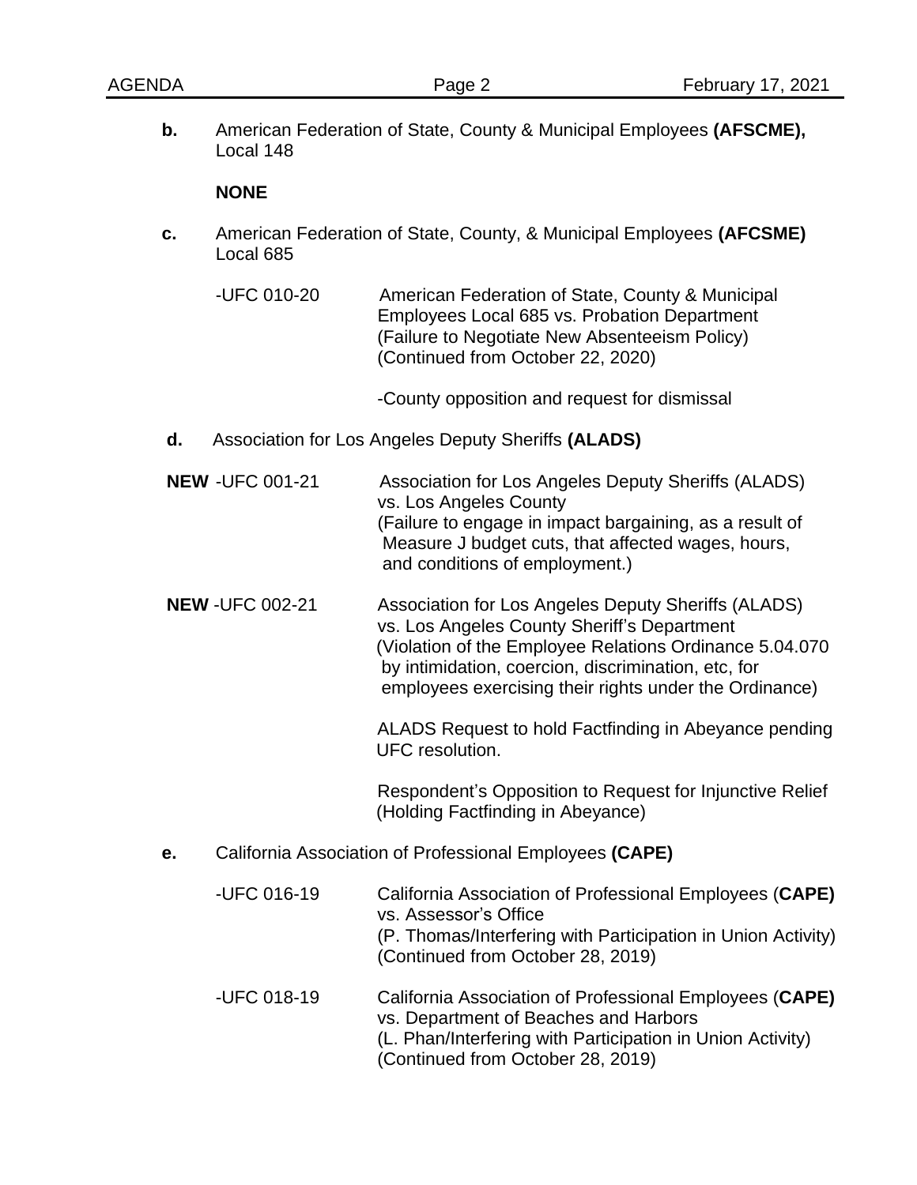**b.** American Federation of State, County & Municipal Employees **(AFSCME),** Local 148

**NONE**

**c.** American Federation of State, County, & Municipal Employees **(AFCSME)** Local 685

-UFC 010-20 American Federation of State, County & Municipal Employees Local 685 vs. Probation Department (Failure to Negotiate New Absenteeism Policy) (Continued from October 22, 2020)

-County opposition and request for dismissal

**d.** Association for Los Angeles Deputy Sheriffs **(ALADS)**

**NEW** -UFC 001-21 Association for Los Angeles Deputy Sheriffs (ALADS) vs. Los Angeles County (Failure to engage in impact bargaining, as a result of Measure J budget cuts, that affected wages, hours, and conditions of employment.)

**NEW** -UFC 002-21 Association for Los Angeles Deputy Sheriffs (ALADS) vs. Los Angeles County Sheriff's Department (Violation of the Employee Relations Ordinance 5.04.070 by intimidation, coercion, discrimination, etc, for employees exercising their rights under the Ordinance)

ALADS Request to hold Factfinding in Abeyance pending UFC resolution.

Respondent's Opposition to Request for Injunctive Relief (Holding Factfinding in Abeyance)

**e.** California Association of Professional Employees **(CAPE)**

-UFC 016-19 California Association of Professional Employees (**CAPE)** vs. Assessor's Office (P. Thomas/Interfering with Participation in Union Activity) (Continued from October 28, 2019)

-UFC 018-19 California Association of Professional Employees (**CAPE)** vs. Department of Beaches and Harbors (L. Phan/Interfering with Participation in Union Activity) (Continued from October 28, 2019)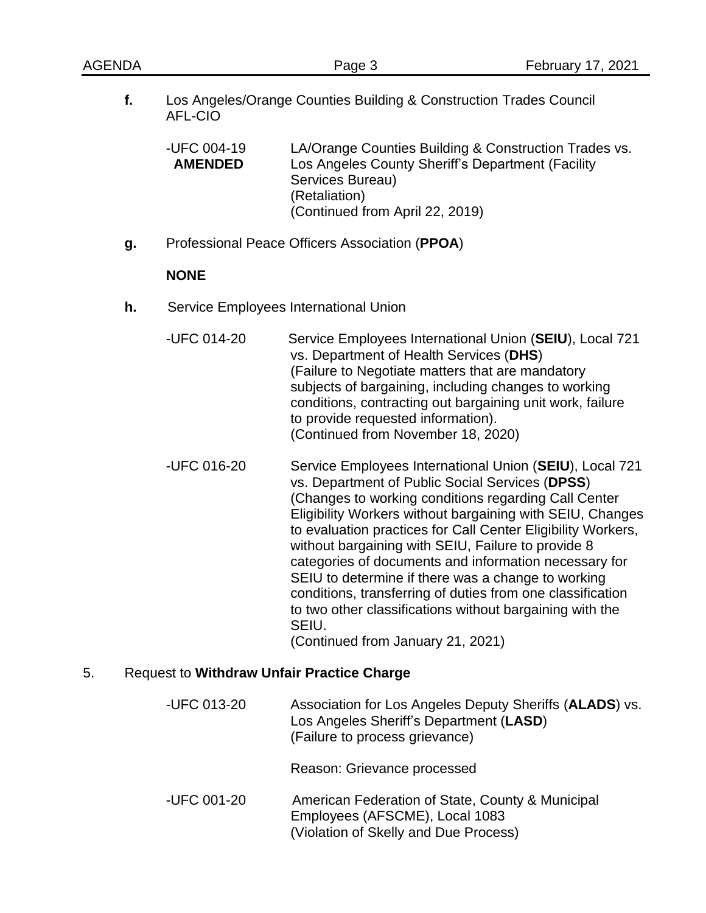**f.** Los Angeles/Orange Counties Building & Construction Trades Council AFL-CIO

-UFC 004-19 **AMENDED** — LA/Orange Counties Building & Construction Trades vs. Los Angeles County Sheriff's Department (Facility Services Bureau)
(Retaliation)
(Continued from April 22, 2019)

**g.** Professional Peace Officers Association (**PPOA**)

**NONE**

**h.** Service Employees International Union

-UFC 014-20 — Service Employees International Union (**SEIU**), Local 721 vs. Department of Health Services (**DHS**)
(Failure to Negotiate matters that are mandatory subjects of bargaining, including changes to working conditions, contracting out bargaining unit work, failure to provide requested information).
(Continued from November 18, 2020)

-UFC 016-20 — Service Employees International Union (**SEIU**), Local 721 vs. Department of Public Social Services (**DPSS**)
(Changes to working conditions regarding Call Center Eligibility Workers without bargaining with SEIU, Changes to evaluation practices for Call Center Eligibility Workers, without bargaining with SEIU, Failure to provide 8 categories of documents and information necessary for SEIU to determine if there was a change to working conditions, transferring of duties from one classification to two other classifications without bargaining with the SEIU.
(Continued from January 21, 2021)

5. Request to **Withdraw Unfair Practice Charge**

-UFC 013-20 — Association for Los Angeles Deputy Sheriffs (**ALADS**) vs. Los Angeles Sheriff's Department (**LASD**)
(Failure to process grievance)

Reason: Grievance processed

-UFC 001-20 — American Federation of State, County & Municipal Employees (AFSCME), Local 1083
(Violation of Skelly and Due Process)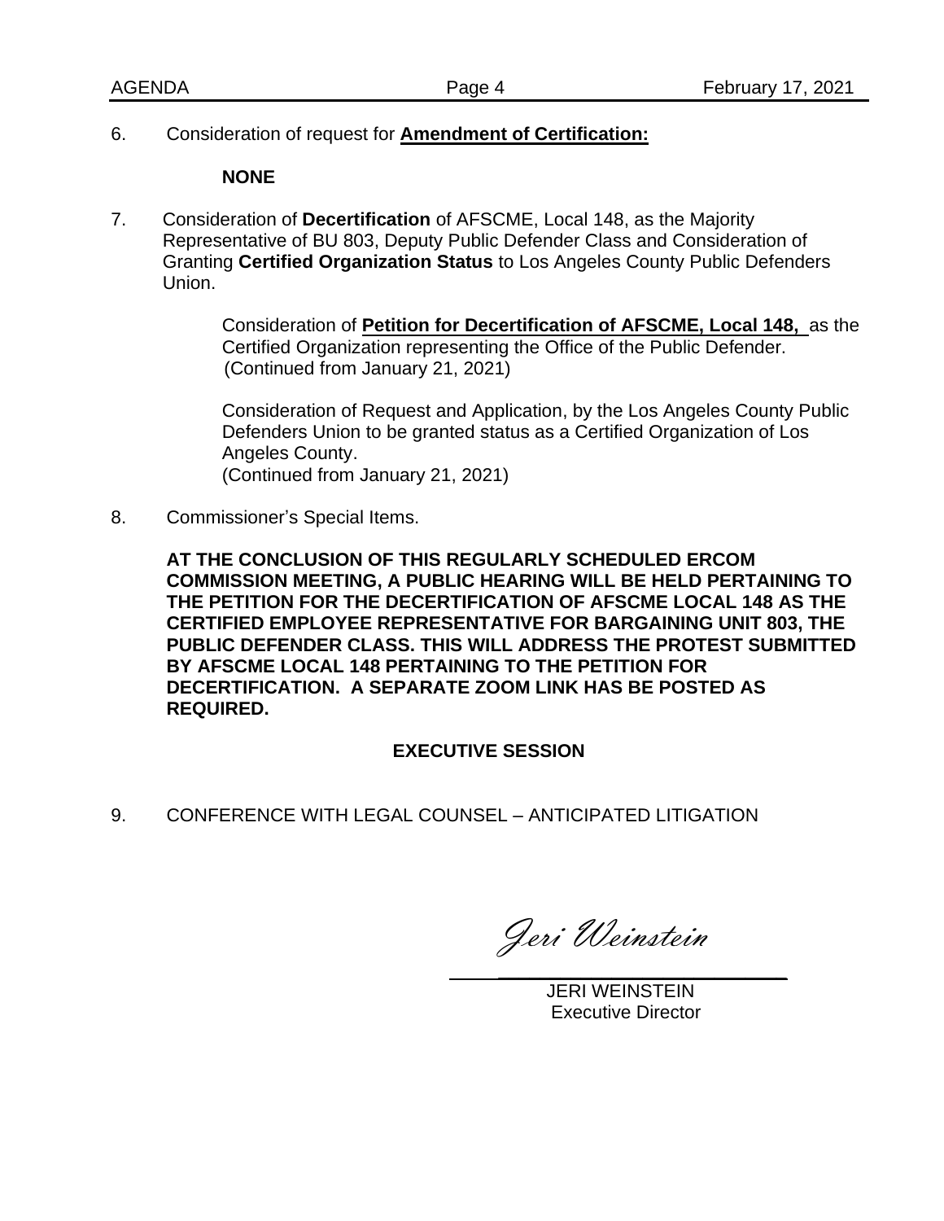6. Consideration of request for **Amendment of Certification:**

   **NONE**

7. Consideration of **Decertification** of AFSCME, Local 148, as the Majority Representative of BU 803, Deputy Public Defender Class and Consideration of Granting **Certified Organization Status** to Los Angeles County Public Defenders Union.

   Consideration of **Petition for Decertification of AFSCME, Local 148,** as the Certified Organization representing the Office of the Public Defender. (Continued from January 21, 2021)

   Consideration of Request and Application, by the Los Angeles County Public Defenders Union to be granted status as a Certified Organization of Los Angeles County. (Continued from January 21, 2021)

8. Commissioner's Special Items.

**AT THE CONCLUSION OF THIS REGULARLY SCHEDULED ERCOM COMMISSION MEETING, A PUBLIC HEARING WILL BE HELD PERTAINING TO THE PETITION FOR THE DECERTIFICATION OF AFSCME LOCAL 148 AS THE CERTIFIED EMPLOYEE REPRESENTATIVE FOR BARGAINING UNIT 803, THE PUBLIC DEFENDER CLASS. THIS WILL ADDRESS THE PROTEST SUBMITTED BY AFSCME LOCAL 148 PERTAINING TO THE PETITION FOR DECERTIFICATION. A SEPARATE ZOOM LINK HAS BE POSTED AS REQUIRED.**

## EXECUTIVE SESSION

9. CONFERENCE WITH LEGAL COUNSEL – ANTICIPATED LITIGATION

*Jeri Weinstein*

JERI WEINSTEIN
Executive Director